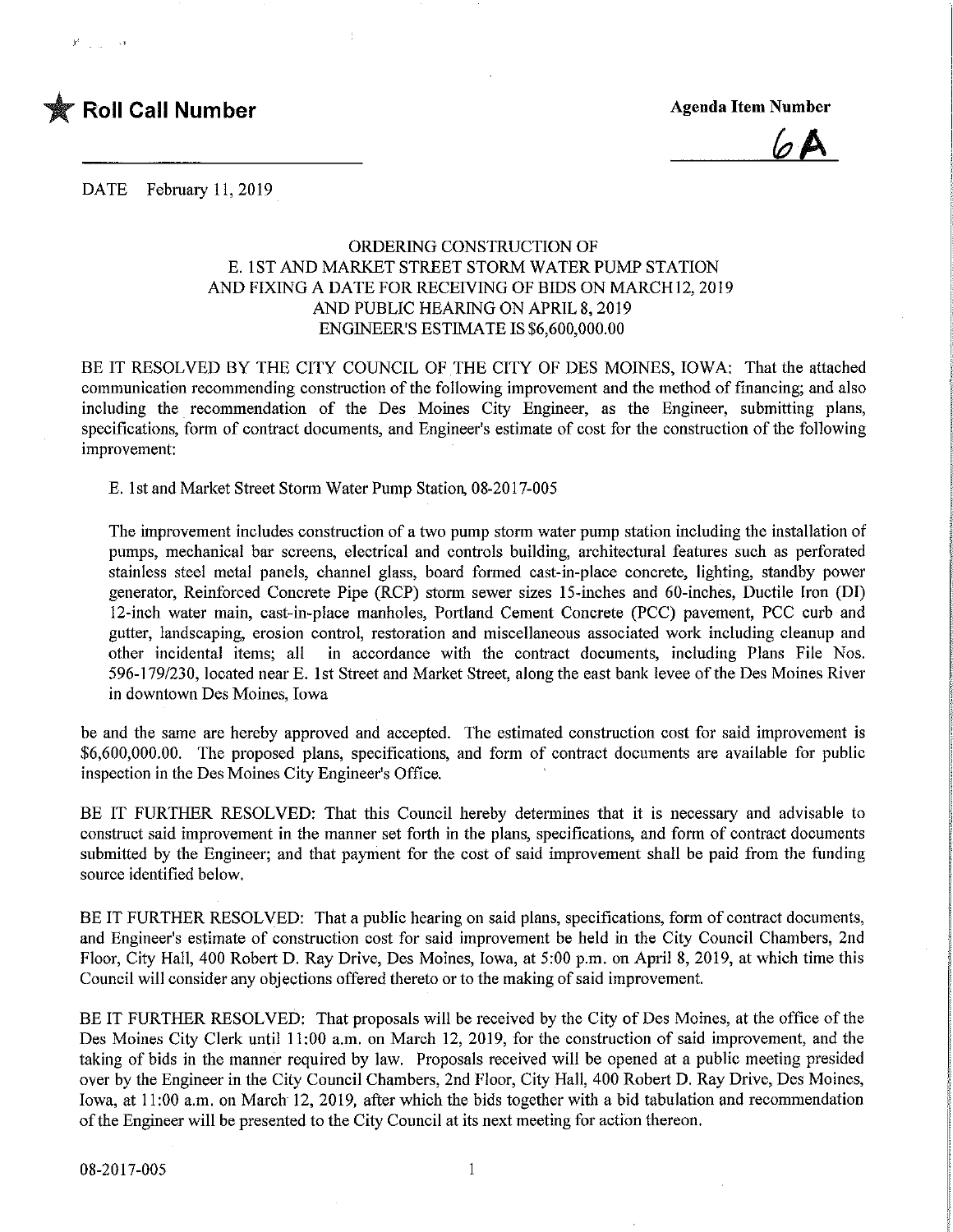**Roll Call Number**

**Agenda Item Number**

**6A**

DATE February 11, 2019

ORDERING CONSTRUCTION OF
E. 1ST AND MARKET STREET STORM WATER PUMP STATION
AND FIXING A DATE FOR RECEIVING OF BIDS ON MARCH 12, 2019
AND PUBLIC HEARING ON APRIL 8, 2019
ENGINEER'S ESTIMATE IS $6,600,000.00

BE IT RESOLVED BY THE CITY COUNCIL OF THE CITY OF DES MOINES, IOWA: That the attached communication recommending construction of the following improvement and the method of financing; and also including the recommendation of the Des Moines City Engineer, as the Engineer, submitting plans, specifications, form of contract documents, and Engineer's estimate of cost for the construction of the following improvement:

E. 1st and Market Street Storm Water Pump Station, 08-2017-005

The improvement includes construction of a two pump storm water pump station including the installation of pumps, mechanical bar screens, electrical and controls building, architectural features such as perforated stainless steel metal panels, channel glass, board formed cast-in-place concrete, lighting, standby power generator, Reinforced Concrete Pipe (RCP) storm sewer sizes 15-inches and 60-inches, Ductile Iron (DI) 12-inch water main, cast-in-place manholes, Portland Cement Concrete (PCC) pavement, PCC curb and gutter, landscaping, erosion control, restoration and miscellaneous associated work including cleanup and other incidental items; all in accordance with the contract documents, including Plans File Nos. 596-179/230, located near E. 1st Street and Market Street, along the east bank levee of the Des Moines River in downtown Des Moines, Iowa

be and the same are hereby approved and accepted. The estimated construction cost for said improvement is $6,600,000.00. The proposed plans, specifications, and form of contract documents are available for public inspection in the Des Moines City Engineer's Office.

BE IT FURTHER RESOLVED: That this Council hereby determines that it is necessary and advisable to construct said improvement in the manner set forth in the plans, specifications, and form of contract documents submitted by the Engineer; and that payment for the cost of said improvement shall be paid from the funding source identified below.

BE IT FURTHER RESOLVED: That a public hearing on said plans, specifications, form of contract documents, and Engineer's estimate of construction cost for said improvement be held in the City Council Chambers, 2nd Floor, City Hall, 400 Robert D. Ray Drive, Des Moines, Iowa, at 5:00 p.m. on April 8, 2019, at which time this Council will consider any objections offered thereto or to the making of said improvement.

BE IT FURTHER RESOLVED: That proposals will be received by the City of Des Moines, at the office of the Des Moines City Clerk until 11:00 a.m. on March 12, 2019, for the construction of said improvement, and the taking of bids in the manner required by law. Proposals received will be opened at a public meeting presided over by the Engineer in the City Council Chambers, 2nd Floor, City Hall, 400 Robert D. Ray Drive, Des Moines, Iowa, at 11:00 a.m. on March 12, 2019, after which the bids together with a bid tabulation and recommendation of the Engineer will be presented to the City Council at its next meeting for action thereon.

08-2017-005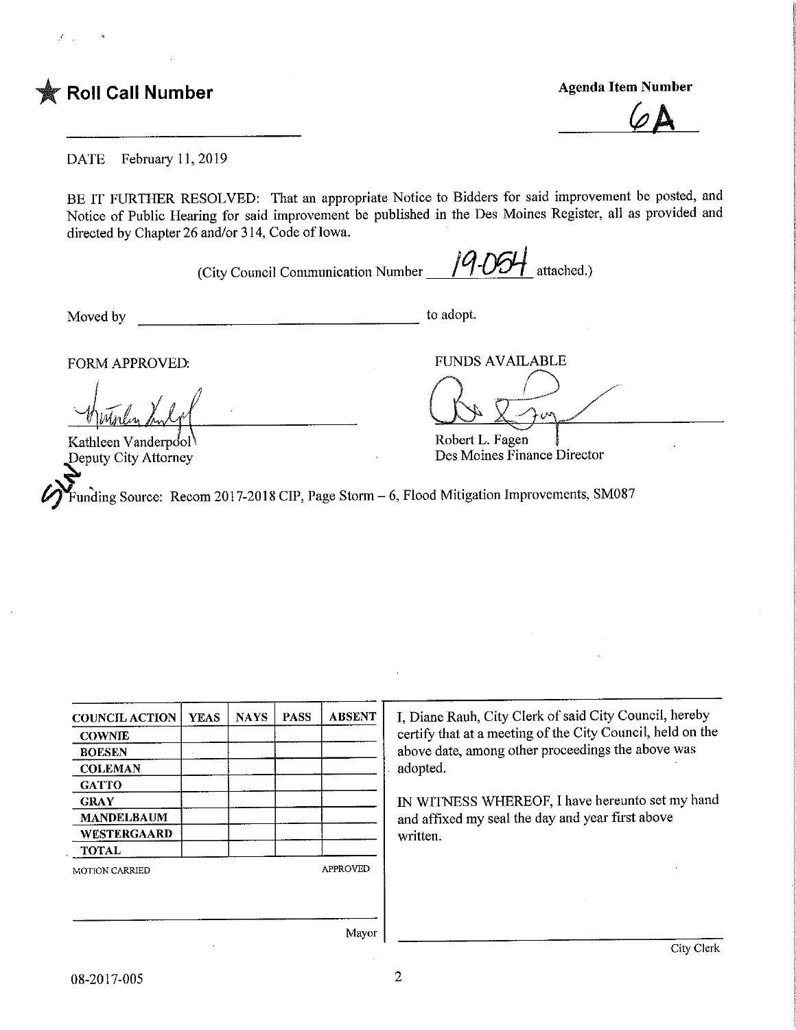★ **Roll Call Number**

**Agenda Item Number**

6A

DATE February 11, 2019

BE IT FURTHER RESOLVED: That an appropriate Notice to Bidders for said improvement be posted, and Notice of Public Hearing for said improvement be published in the Des Moines Register, all as provided and directed by Chapter 26 and/or 314, Code of Iowa.

(City Council Communication Number 19-054 attached.)

Moved by ______________________ to adopt.

FORM APPROVED:

Kathleen Vanderpool
Deputy City Attorney

FUNDS AVAILABLE

Robert L. Fagen
Des Moines Finance Director

Funding Source: Recom 2017-2018 CIP, Page Storm – 6, Flood Mitigation Improvements, SM087

| COUNCIL ACTION | YEAS | NAYS | PASS | ABSENT |
|---|---|---|---|---|
| COWNIE | | | | |
| BOESEN | | | | |
| COLEMAN | | | | |
| GATTO | | | | |
| GRAY | | | | |
| MANDELBAUM | | | | |
| WESTERGAARD | | | | |
| TOTAL | | | | |

MOTION CARRIED APPROVED

______________________ Mayor

I, Diane Rauh, City Clerk of said City Council, hereby certify that at a meeting of the City Council, held on the above date, among other proceedings the above was adopted.

IN WITNESS WHEREOF, I have hereunto set my hand and affixed my seal the day and year first above written.

______________________ City Clerk

08-2017-005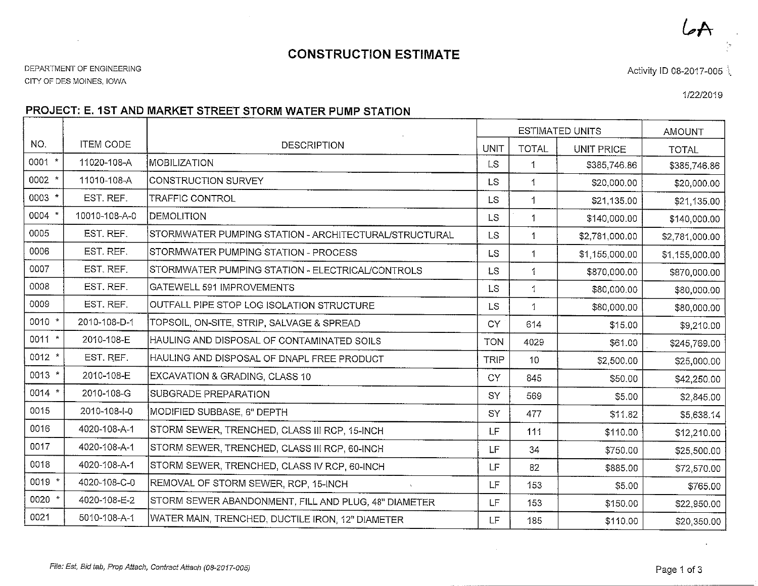6A

# CONSTRUCTION ESTIMATE

DEPARTMENT OF ENGINEERING
CITY OF DES MOINES, IOWA

Activity ID 08-2017-005

1/22/2019

## PROJECT: E. 1ST AND MARKET STREET STORM WATER PUMP STATION

| NO. | ITEM CODE | DESCRIPTION | ESTIMATED UNITS | | | AMOUNT |
|---|---|---|---|---|---|---|
| | | | UNIT | TOTAL | UNIT PRICE | TOTAL |
| 0001 * | 11020-108-A | MOBILIZATION | LS | 1 | $385,746.86 | $385,746.86 |
| 0002 * | 11010-108-A | CONSTRUCTION SURVEY | LS | 1 | $20,000.00 | $20,000.00 |
| 0003 * | EST. REF. | TRAFFIC CONTROL | LS | 1 | $21,135.00 | $21,135.00 |
| 0004 * | 10010-108-A-0 | DEMOLITION | LS | 1 | $140,000.00 | $140,000.00 |
| 0005 | EST. REF. | STORMWATER PUMPING STATION - ARCHITECTURAL/STRUCTURAL | LS | 1 | $2,781,000.00 | $2,781,000.00 |
| 0006 | EST. REF. | STORMWATER PUMPING STATION - PROCESS | LS | 1 | $1,155,000.00 | $1,155,000.00 |
| 0007 | EST. REF. | STORMWATER PUMPING STATION - ELECTRICAL/CONTROLS | LS | 1 | $870,000.00 | $870,000.00 |
| 0008 | EST. REF. | GATEWELL 591 IMPROVEMENTS | LS | 1 | $80,000.00 | $80,000.00 |
| 0009 | EST. REF. | OUTFALL PIPE STOP LOG ISOLATION STRUCTURE | LS | 1 | $80,000.00 | $80,000.00 |
| 0010 * | 2010-108-D-1 | TOPSOIL, ON-SITE, STRIP, SALVAGE & SPREAD | CY | 614 | $15.00 | $9,210.00 |
| 0011 * | 2010-108-E | HAULING AND DISPOSAL OF CONTAMINATED SOILS | TON | 4029 | $61.00 | $245,769.00 |
| 0012 * | EST. REF. | HAULING AND DISPOSAL OF DNAPL FREE PRODUCT | TRIP | 10 | $2,500.00 | $25,000.00 |
| 0013 * | 2010-108-E | EXCAVATION & GRADING, CLASS 10 | CY | 845 | $50.00 | $42,250.00 |
| 0014 * | 2010-108-G | SUBGRADE PREPARATION | SY | 569 | $5.00 | $2,845.00 |
| 0015 | 2010-108-I-0 | MODIFIED SUBBASE, 6" DEPTH | SY | 477 | $11.82 | $5,638.14 |
| 0016 | 4020-108-A-1 | STORM SEWER, TRENCHED, CLASS III RCP, 15-INCH | LF | 111 | $110.00 | $12,210.00 |
| 0017 | 4020-108-A-1 | STORM SEWER, TRENCHED, CLASS III RCP, 60-INCH | LF | 34 | $750.00 | $25,500.00 |
| 0018 | 4020-108-A-1 | STORM SEWER, TRENCHED, CLASS IV RCP, 60-INCH | LF | 82 | $885.00 | $72,570.00 |
| 0019 * | 4020-108-C-0 | REMOVAL OF STORM SEWER, RCP, 15-INCH | LF | 153 | $5.00 | $765.00 |
| 0020 * | 4020-108-E-2 | STORM SEWER ABANDONMENT, FILL AND PLUG, 48" DIAMETER | LF | 153 | $150.00 | $22,950.00 |
| 0021 | 5010-108-A-1 | WATER MAIN, TRENCHED, DUCTILE IRON, 12" DIAMETER | LF | 185 | $110.00 | $20,350.00 |

*File: Est, Bid tab, Prop Attach, Contract Attach (08-2017-005)*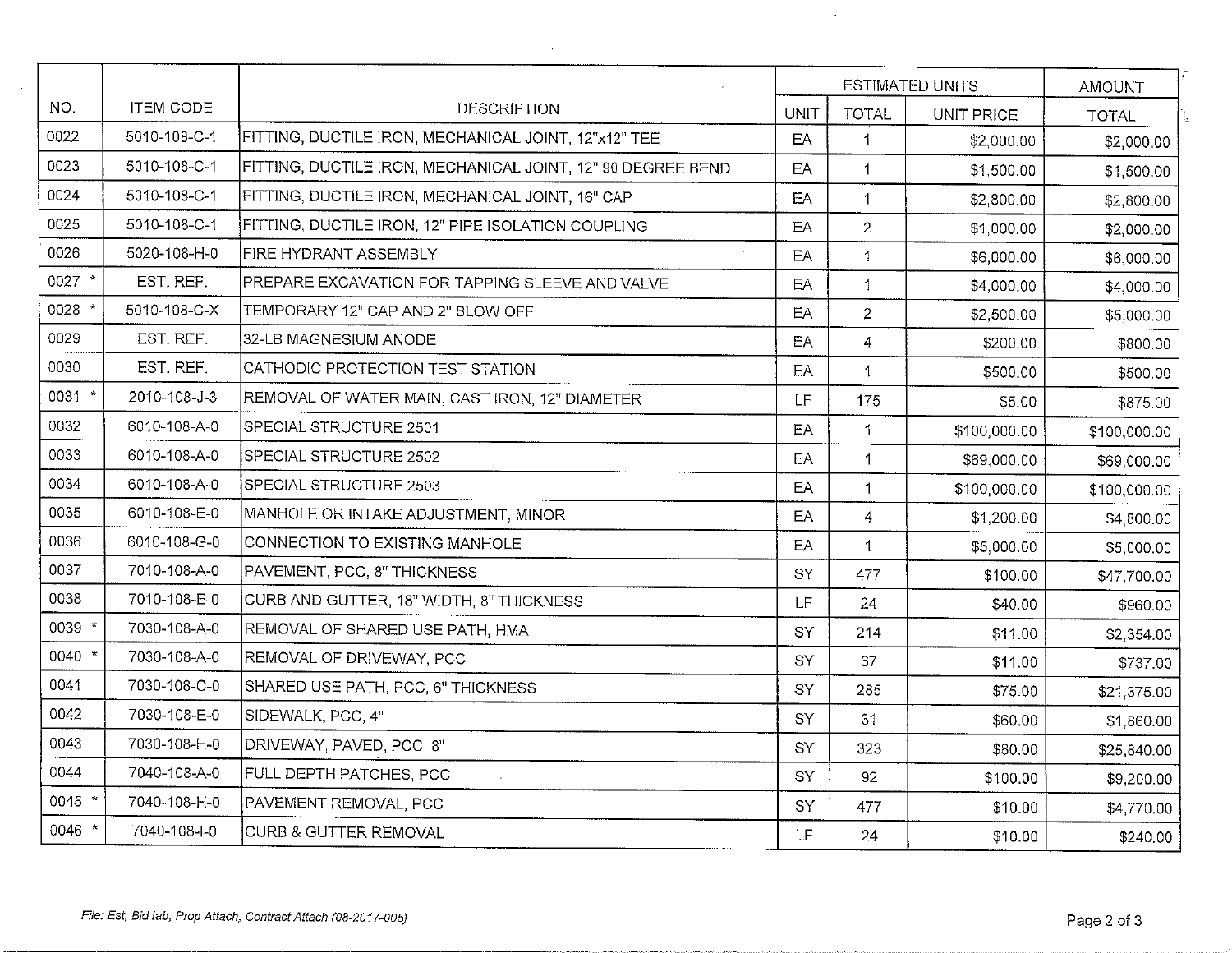| NO. | ITEM CODE | DESCRIPTION | ESTIMATED UNITS | | | AMOUNT |
|---|---|---|---|---|---|---|
| | | | UNIT | TOTAL | UNIT PRICE | TOTAL |
| 0022 | 5010-108-C-1 | FITTING, DUCTILE IRON, MECHANICAL JOINT, 12"x12" TEE | EA | 1 | $2,000.00 | $2,000.00 |
| 0023 | 5010-108-C-1 | FITTING, DUCTILE IRON, MECHANICAL JOINT, 12" 90 DEGREE BEND | EA | 1 | $1,500.00 | $1,500.00 |
| 0024 | 5010-108-C-1 | FITTING, DUCTILE IRON, MECHANICAL JOINT, 16" CAP | EA | 1 | $2,800.00 | $2,800.00 |
| 0025 | 5010-108-C-1 | FITTING, DUCTILE IRON, 12" PIPE ISOLATION COUPLING | EA | 2 | $1,000.00 | $2,000.00 |
| 0026 | 5020-108-H-0 | FIRE HYDRANT ASSEMBLY | EA | 1 | $6,000.00 | $6,000.00 |
| 0027 * | EST. REF. | PREPARE EXCAVATION FOR TAPPING SLEEVE AND VALVE | EA | 1 | $4,000.00 | $4,000.00 |
| 0028 * | 5010-108-C-X | TEMPORARY 12" CAP AND 2" BLOW OFF | EA | 2 | $2,500.00 | $5,000.00 |
| 0029 | EST. REF. | 32-LB MAGNESIUM ANODE | EA | 4 | $200.00 | $800.00 |
| 0030 | EST. REF. | CATHODIC PROTECTION TEST STATION | EA | 1 | $500.00 | $500.00 |
| 0031 * | 2010-108-J-3 | REMOVAL OF WATER MAIN, CAST IRON, 12" DIAMETER | LF | 175 | $5.00 | $875.00 |
| 0032 | 6010-108-A-0 | SPECIAL STRUCTURE 2501 | EA | 1 | $100,000.00 | $100,000.00 |
| 0033 | 6010-108-A-0 | SPECIAL STRUCTURE 2502 | EA | 1 | $69,000.00 | $69,000.00 |
| 0034 | 6010-108-A-0 | SPECIAL STRUCTURE 2503 | EA | 1 | $100,000.00 | $100,000.00 |
| 0035 | 6010-108-E-0 | MANHOLE OR INTAKE ADJUSTMENT, MINOR | EA | 4 | $1,200.00 | $4,800.00 |
| 0036 | 6010-108-G-0 | CONNECTION TO EXISTING MANHOLE | EA | 1 | $5,000.00 | $5,000.00 |
| 0037 | 7010-108-A-0 | PAVEMENT, PCC, 8" THICKNESS | SY | 477 | $100.00 | $47,700.00 |
| 0038 | 7010-108-E-0 | CURB AND GUTTER, 18" WIDTH, 8" THICKNESS | LF | 24 | $40.00 | $960.00 |
| 0039 * | 7030-108-A-0 | REMOVAL OF SHARED USE PATH, HMA | SY | 214 | $11.00 | $2,354.00 |
| 0040 * | 7030-108-A-0 | REMOVAL OF DRIVEWAY, PCC | SY | 67 | $11.00 | $737.00 |
| 0041 | 7030-108-C-0 | SHARED USE PATH, PCC, 6" THICKNESS | SY | 285 | $75.00 | $21,375.00 |
| 0042 | 7030-108-E-0 | SIDEWALK, PCC, 4" | SY | 31 | $60.00 | $1,860.00 |
| 0043 | 7030-108-H-0 | DRIVEWAY, PAVED, PCC, 8" | SY | 323 | $80.00 | $25,840.00 |
| 0044 | 7040-108-A-0 | FULL DEPTH PATCHES, PCC | SY | 92 | $100.00 | $9,200.00 |
| 0045 * | 7040-108-H-0 | PAVEMENT REMOVAL, PCC | SY | 477 | $10.00 | $4,770.00 |
| 0046 * | 7040-108-I-0 | CURB & GUTTER REMOVAL | LF | 24 | $10.00 | $240.00 |

*File: Est, Bid tab, Prop Attach, Contract Attach (08-2017-005)*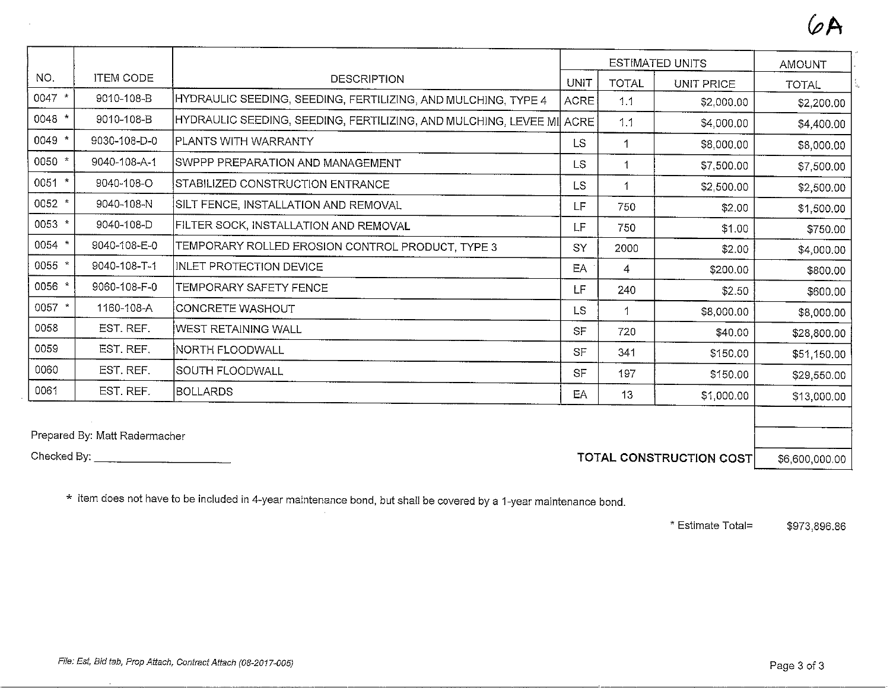6A

| NO. | ITEM CODE | DESCRIPTION | ESTIMATED UNITS | | | AMOUNT |
|---|---|---|---|---|---|---|
| | | | UNIT | TOTAL | UNIT PRICE | TOTAL |
| 0047 * | 9010-108-B | HYDRAULIC SEEDING, SEEDING, FERTILIZING, AND MULCHING, TYPE 4 | ACRE | 1.1 | $2,000.00 | $2,200.00 |
| 0048 * | 9010-108-B | HYDRAULIC SEEDING, SEEDING, FERTILIZING, AND MULCHING, LEVEE MI | ACRE | 1.1 | $4,000.00 | $4,400.00 |
| 0049 * | 9030-108-D-0 | PLANTS WITH WARRANTY | LS | 1 | $8,000.00 | $8,000.00 |
| 0050 * | 9040-108-A-1 | SWPPP PREPARATION AND MANAGEMENT | LS | 1 | $7,500.00 | $7,500.00 |
| 0051 * | 9040-108-O | STABILIZED CONSTRUCTION ENTRANCE | LS | 1 | $2,500.00 | $2,500.00 |
| 0052 * | 9040-108-N | SILT FENCE, INSTALLATION AND REMOVAL | LF | 750 | $2.00 | $1,500.00 |
| 0053 * | 9040-108-D | FILTER SOCK, INSTALLATION AND REMOVAL | LF | 750 | $1.00 | $750.00 |
| 0054 * | 9040-108-E-0 | TEMPORARY ROLLED EROSION CONTROL PRODUCT, TYPE 3 | SY | 2000 | $2.00 | $4,000.00 |
| 0055 * | 9040-108-T-1 | INLET PROTECTION DEVICE | EA | 4 | $200.00 | $800.00 |
| 0056 * | 9060-108-F-0 | TEMPORARY SAFETY FENCE | LF | 240 | $2.50 | $600.00 |
| 0057 * | 1160-108-A | CONCRETE WASHOUT | LS | 1 | $8,000.00 | $8,000.00 |
| 0058 | EST. REF. | WEST RETAINING WALL | SF | 720 | $40.00 | $28,800.00 |
| 0059 | EST. REF. | NORTH FLOODWALL | SF | 341 | $150.00 | $51,150.00 |
| 0060 | EST. REF. | SOUTH FLOODWALL | SF | 197 | $150.00 | $29,550.00 |
| 0061 | EST. REF. | BOLLARDS | EA | 13 | $1,000.00 | $13,000.00 |
| | | | | | **TOTAL CONSTRUCTION COST** | $6,600,000.00 |

Prepared By: Matt Radermacher

Checked By: ____________________

* Item does not have to be included in 4-year maintenance bond, but shall be covered by a 1-year maintenance bond.

* Estimate Total= $973,896.86

*File: Est, Bid tab, Prop Attach, Contract Attach (08-2017-005)*